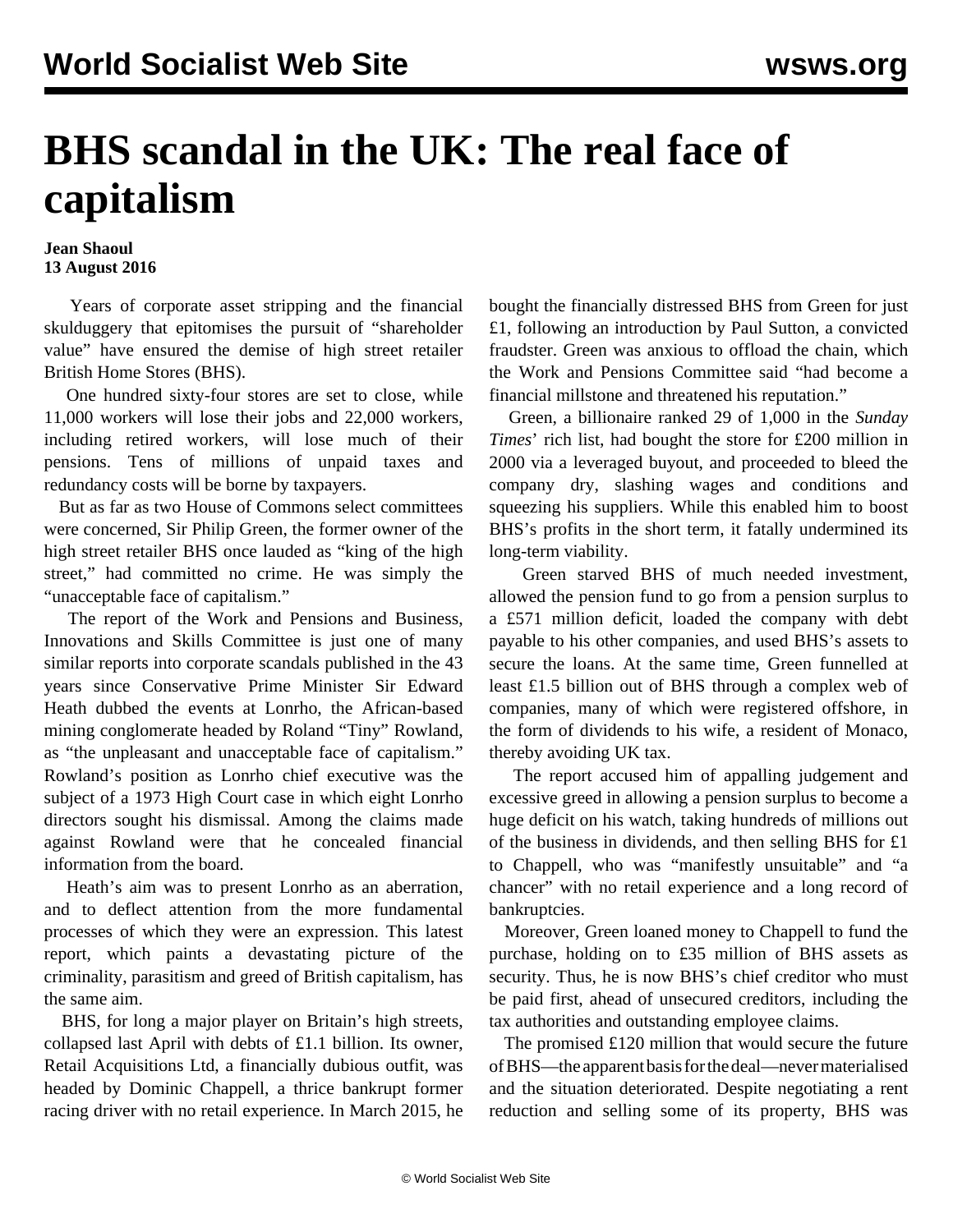# BHS scandal in the UK: The real face of capitalism

**Jean Shaoul**
**13 August 2016**

Years of corporate asset stripping and the financial skulduggery that epitomises the pursuit of "shareholder value" have ensured the demise of high street retailer British Home Stores (BHS).

One hundred sixty-four stores are set to close, while 11,000 workers will lose their jobs and 22,000 workers, including retired workers, will lose much of their pensions. Tens of millions of unpaid taxes and redundancy costs will be borne by taxpayers.

But as far as two House of Commons select committees were concerned, Sir Philip Green, the former owner of the high street retailer BHS once lauded as "king of the high street," had committed no crime. He was simply the "unacceptable face of capitalism."

The report of the Work and Pensions and Business, Innovations and Skills Committee is just one of many similar reports into corporate scandals published in the 43 years since Conservative Prime Minister Sir Edward Heath dubbed the events at Lonrho, the African-based mining conglomerate headed by Roland "Tiny" Rowland, as "the unpleasant and unacceptable face of capitalism." Rowland's position as Lonrho chief executive was the subject of a 1973 High Court case in which eight Lonrho directors sought his dismissal. Among the claims made against Rowland were that he concealed financial information from the board.

Heath's aim was to present Lonrho as an aberration, and to deflect attention from the more fundamental processes of which they were an expression. This latest report, which paints a devastating picture of the criminality, parasitism and greed of British capitalism, has the same aim.

BHS, for long a major player on Britain's high streets, collapsed last April with debts of £1.1 billion. Its owner, Retail Acquisitions Ltd, a financially dubious outfit, was headed by Dominic Chappell, a thrice bankrupt former racing driver with no retail experience. In March 2015, he bought the financially distressed BHS from Green for just £1, following an introduction by Paul Sutton, a convicted fraudster. Green was anxious to offload the chain, which the Work and Pensions Committee said "had become a financial millstone and threatened his reputation."

Green, a billionaire ranked 29 of 1,000 in the *Sunday Times*' rich list, had bought the store for £200 million in 2000 via a leveraged buyout, and proceeded to bleed the company dry, slashing wages and conditions and squeezing his suppliers. While this enabled him to boost BHS's profits in the short term, it fatally undermined its long-term viability.

Green starved BHS of much needed investment, allowed the pension fund to go from a pension surplus to a £571 million deficit, loaded the company with debt payable to his other companies, and used BHS's assets to secure the loans. At the same time, Green funnelled at least £1.5 billion out of BHS through a complex web of companies, many of which were registered offshore, in the form of dividends to his wife, a resident of Monaco, thereby avoiding UK tax.

The report accused him of appalling judgement and excessive greed in allowing a pension surplus to become a huge deficit on his watch, taking hundreds of millions out of the business in dividends, and then selling BHS for £1 to Chappell, who was "manifestly unsuitable" and "a chancer" with no retail experience and a long record of bankruptcies.

Moreover, Green loaned money to Chappell to fund the purchase, holding on to £35 million of BHS assets as security. Thus, he is now BHS's chief creditor who must be paid first, ahead of unsecured creditors, including the tax authorities and outstanding employee claims.

The promised £120 million that would secure the future of BHS—the apparent basis for the deal—never materialised and the situation deteriorated. Despite negotiating a rent reduction and selling some of its property, BHS was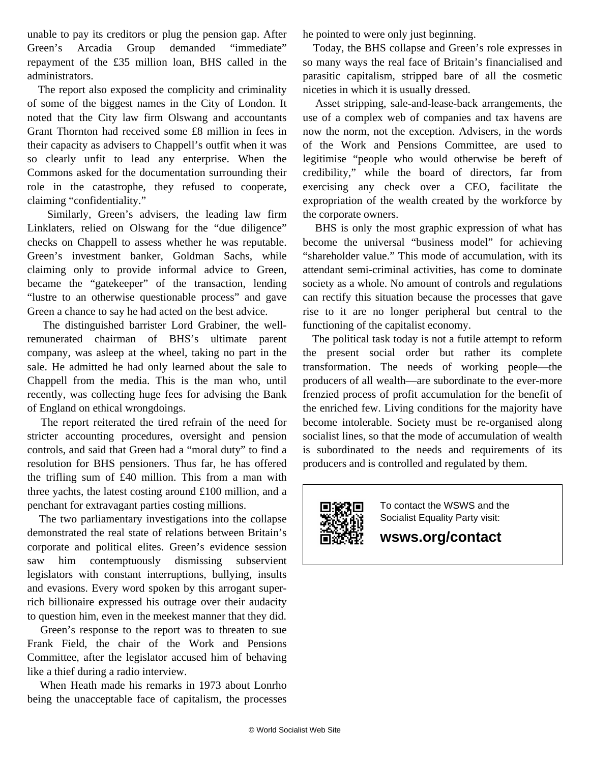unable to pay its creditors or plug the pension gap. After Green's Arcadia Group demanded "immediate" repayment of the £35 million loan, BHS called in the administrators.

The report also exposed the complicity and criminality of some of the biggest names in the City of London. It noted that the City law firm Olswang and accountants Grant Thornton had received some £8 million in fees in their capacity as advisers to Chappell's outfit when it was so clearly unfit to lead any enterprise. When the Commons asked for the documentation surrounding their role in the catastrophe, they refused to cooperate, claiming "confidentiality."

Similarly, Green's advisers, the leading law firm Linklaters, relied on Olswang for the "due diligence" checks on Chappell to assess whether he was reputable. Green's investment banker, Goldman Sachs, while claiming only to provide informal advice to Green, became the "gatekeeper" of the transaction, lending "lustre to an otherwise questionable process" and gave Green a chance to say he had acted on the best advice.

The distinguished barrister Lord Grabiner, the well-remunerated chairman of BHS's ultimate parent company, was asleep at the wheel, taking no part in the sale. He admitted he had only learned about the sale to Chappell from the media. This is the man who, until recently, was collecting huge fees for advising the Bank of England on ethical wrongdoings.

The report reiterated the tired refrain of the need for stricter accounting procedures, oversight and pension controls, and said that Green had a "moral duty" to find a resolution for BHS pensioners. Thus far, he has offered the trifling sum of £40 million. This from a man with three yachts, the latest costing around £100 million, and a penchant for extravagant parties costing millions.

The two parliamentary investigations into the collapse demonstrated the real state of relations between Britain's corporate and political elites. Green's evidence session saw him contemptuously dismissing subservient legislators with constant interruptions, bullying, insults and evasions. Every word spoken by this arrogant super-rich billionaire expressed his outrage over their audacity to question him, even in the meekest manner that they did.

Green's response to the report was to threaten to sue Frank Field, the chair of the Work and Pensions Committee, after the legislator accused him of behaving like a thief during a radio interview.

When Heath made his remarks in 1973 about Lonrho being the unacceptable face of capitalism, the processes he pointed to were only just beginning.

Today, the BHS collapse and Green's role expresses in so many ways the real face of Britain's financialised and parasitic capitalism, stripped bare of all the cosmetic niceties in which it is usually dressed.

Asset stripping, sale-and-lease-back arrangements, the use of a complex web of companies and tax havens are now the norm, not the exception. Advisers, in the words of the Work and Pensions Committee, are used to legitimise "people who would otherwise be bereft of credibility," while the board of directors, far from exercising any check over a CEO, facilitate the expropriation of the wealth created by the workforce by the corporate owners.

BHS is only the most graphic expression of what has become the universal "business model" for achieving "shareholder value." This mode of accumulation, with its attendant semi-criminal activities, has come to dominate society as a whole. No amount of controls and regulations can rectify this situation because the processes that gave rise to it are no longer peripheral but central to the functioning of the capitalist economy.

The political task today is not a futile attempt to reform the present social order but rather its complete transformation. The needs of working people—the producers of all wealth—are subordinate to the ever-more frenzied process of profit accumulation for the benefit of the enriched few. Living conditions for the majority have become intolerable. Society must be re-organised along socialist lines, so that the mode of accumulation of wealth is subordinated to the needs and requirements of its producers and is controlled and regulated by them.

To contact the WSWS and the Socialist Equality Party visit:

**wsws.org/contact**